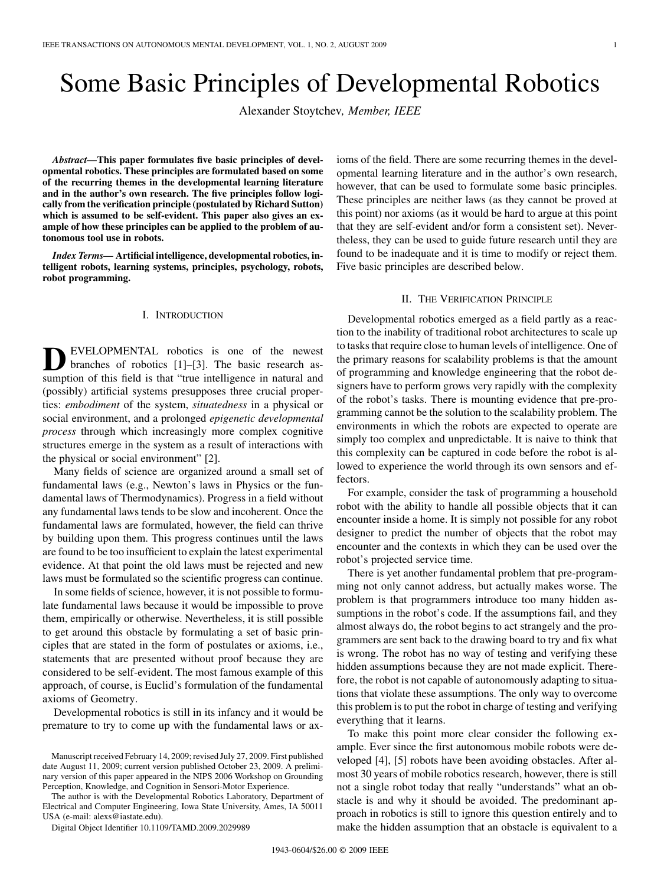# Some Basic Principles of Developmental Robotics

Alexander Stoytchev, *Member, IEEE*

***Abstract*—This paper formulates five basic principles of developmental robotics. These principles are formulated based on some of the recurring themes in the developmental learning literature and in the author's own research. The five principles follow logically from the verification principle (postulated by Richard Sutton) which is assumed to be self-evident. This paper also gives an example of how these principles can be applied to the problem of autonomous tool use in robots.**

***Index Terms*— Artificial intelligence, developmental robotics, intelligent robots, learning systems, principles, psychology, robots, robot programming.**

## I. Introduction

DEVELOPMENTAL robotics is one of the newest branches of robotics [1]–[3]. The basic research assumption of this field is that "true intelligence in natural and (possibly) artificial systems presupposes three crucial properties: *embodiment* of the system, *situatedness* in a physical or social environment, and a prolonged *epigenetic developmental process* through which increasingly more complex cognitive structures emerge in the system as a result of interactions with the physical or social environment" [2].

Many fields of science are organized around a small set of fundamental laws (e.g., Newton's laws in Physics or the fundamental laws of Thermodynamics). Progress in a field without any fundamental laws tends to be slow and incoherent. Once the fundamental laws are formulated, however, the field can thrive by building upon them. This progress continues until the laws are found to be too insufficient to explain the latest experimental evidence. At that point the old laws must be rejected and new laws must be formulated so the scientific progress can continue.

In some fields of science, however, it is not possible to formulate fundamental laws because it would be impossible to prove them, empirically or otherwise. Nevertheless, it is still possible to get around this obstacle by formulating a set of basic principles that are stated in the form of postulates or axioms, i.e., statements that are presented without proof because they are considered to be self-evident. The most famous example of this approach, of course, is Euclid's formulation of the fundamental axioms of Geometry.

Developmental robotics is still in its infancy and it would be premature to try to come up with the fundamental laws or axioms of the field. There are some recurring themes in the developmental learning literature and in the author's own research, however, that can be used to formulate some basic principles. These principles are neither laws (as they cannot be proved at this point) nor axioms (as it would be hard to argue at this point that they are self-evident and/or form a consistent set). Nevertheless, they can be used to guide future research until they are found to be inadequate and it is time to modify or reject them. Five basic principles are described below.

Manuscript received February 14, 2009; revised July 27, 2009. First published date August 11, 2009; current version published October 23, 2009. A preliminary version of this paper appeared in the NIPS 2006 Workshop on Grounding Perception, Knowledge, and Cognition in Sensori-Motor Experience.

The author is with the Developmental Robotics Laboratory, Department of Electrical and Computer Engineering, Iowa State University, Ames, IA 50011 USA (e-mail: alexs@iastate.edu).

Digital Object Identifier 10.1109/TAMD.2009.2029989

## II. The Verification Principle

Developmental robotics emerged as a field partly as a reaction to the inability of traditional robot architectures to scale up to tasks that require close to human levels of intelligence. One of the primary reasons for scalability problems is that the amount of programming and knowledge engineering that the robot designers have to perform grows very rapidly with the complexity of the robot's tasks. There is mounting evidence that pre-programming cannot be the solution to the scalability problem. The environments in which the robots are expected to operate are simply too complex and unpredictable. It is naive to think that this complexity can be captured in code before the robot is allowed to experience the world through its own sensors and effectors.

For example, consider the task of programming a household robot with the ability to handle all possible objects that it can encounter inside a home. It is simply not possible for any robot designer to predict the number of objects that the robot may encounter and the contexts in which they can be used over the robot's projected service time.

There is yet another fundamental problem that pre-programming not only cannot address, but actually makes worse. The problem is that programmers introduce too many hidden assumptions in the robot's code. If the assumptions fail, and they almost always do, the robot begins to act strangely and the programmers are sent back to the drawing board to try and fix what is wrong. The robot has no way of testing and verifying these hidden assumptions because they are not made explicit. Therefore, the robot is not capable of autonomously adapting to situations that violate these assumptions. The only way to overcome this problem is to put the robot in charge of testing and verifying everything that it learns.

To make this point more clear consider the following example. Ever since the first autonomous mobile robots were developed [4], [5] robots have been avoiding obstacles. After almost 30 years of mobile robotics research, however, there is still not a single robot today that really "understands" what an obstacle is and why it should be avoided. The predominant approach in robotics is still to ignore this question entirely and to make the hidden assumption that an obstacle is equivalent to a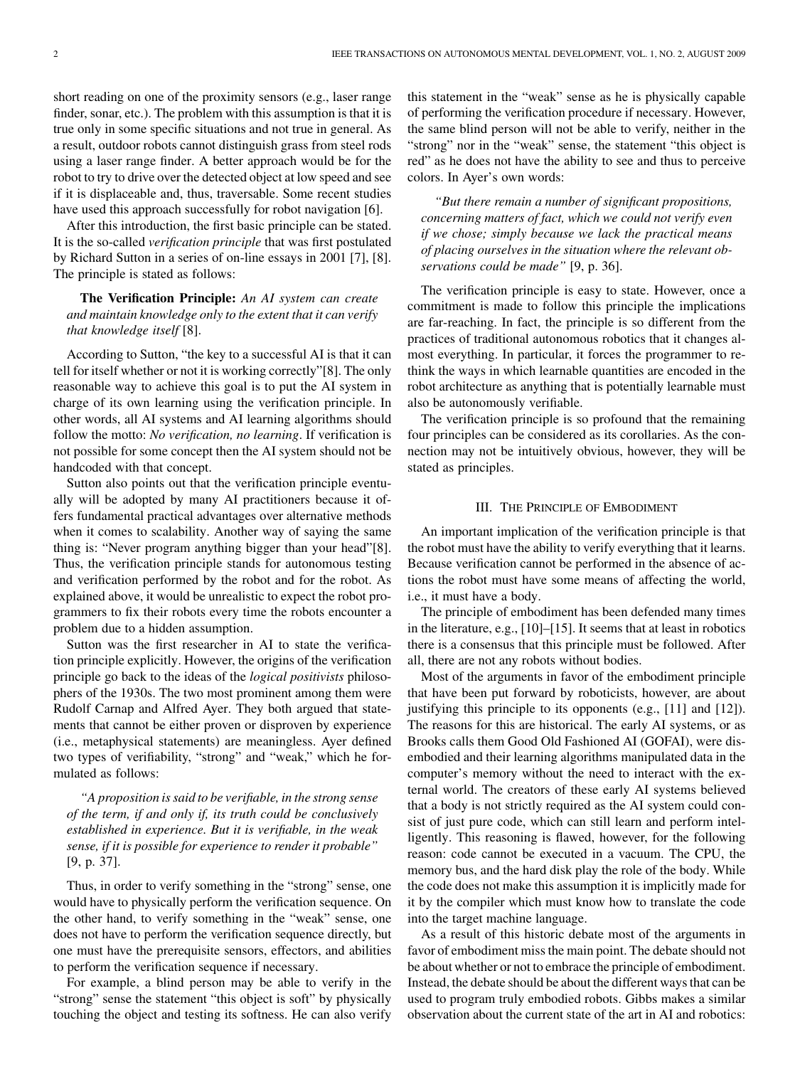short reading on one of the proximity sensors (e.g., laser range finder, sonar, etc.). The problem with this assumption is that it is true only in some specific situations and not true in general. As a result, outdoor robots cannot distinguish grass from steel rods using a laser range finder. A better approach would be for the robot to try to drive over the detected object at low speed and see if it is displaceable and, thus, traversable. Some recent studies have used this approach successfully for robot navigation [6].

After this introduction, the first basic principle can be stated. It is the so-called *verification principle* that was first postulated by Richard Sutton in a series of on-line essays in 2001 [7], [8]. The principle is stated as follows:

> **The Verification Principle:** *An AI system can create and maintain knowledge only to the extent that it can verify that knowledge itself* [8].

According to Sutton, "the key to a successful AI is that it can tell for itself whether or not it is working correctly"[8]. The only reasonable way to achieve this goal is to put the AI system in charge of its own learning using the verification principle. In other words, all AI systems and AI learning algorithms should follow the motto: *No verification, no learning*. If verification is not possible for some concept then the AI system should not be handcoded with that concept.

Sutton also points out that the verification principle eventually will be adopted by many AI practitioners because it offers fundamental practical advantages over alternative methods when it comes to scalability. Another way of saying the same thing is: "Never program anything bigger than your head"[8]. Thus, the verification principle stands for autonomous testing and verification performed by the robot and for the robot. As explained above, it would be unrealistic to expect the robot programmers to fix their robots every time the robots encounter a problem due to a hidden assumption.

Sutton was the first researcher in AI to state the verification principle explicitly. However, the origins of the verification principle go back to the ideas of the *logical positivists* philosophers of the 1930s. The two most prominent among them were Rudolf Carnap and Alfred Ayer. They both argued that statements that cannot be either proven or disproven by experience (i.e., metaphysical statements) are meaningless. Ayer defined two types of verifiability, "strong" and "weak," which he formulated as follows:

> *"A proposition is said to be verifiable, in the strong sense of the term, if and only if, its truth could be conclusively established in experience. But it is verifiable, in the weak sense, if it is possible for experience to render it probable"* [9, p. 37].

Thus, in order to verify something in the "strong" sense, one would have to physically perform the verification sequence. On the other hand, to verify something in the "weak" sense, one does not have to perform the verification sequence directly, but one must have the prerequisite sensors, effectors, and abilities to perform the verification sequence if necessary.

For example, a blind person may be able to verify in the "strong" sense the statement "this object is soft" by physically touching the object and testing its softness. He can also verify this statement in the "weak" sense as he is physically capable of performing the verification procedure if necessary. However, the same blind person will not be able to verify, neither in the "strong" nor in the "weak" sense, the statement "this object is red" as he does not have the ability to see and thus to perceive colors. In Ayer's own words:

> *"But there remain a number of significant propositions, concerning matters of fact, which we could not verify even if we chose; simply because we lack the practical means of placing ourselves in the situation where the relevant observations could be made"* [9, p. 36].

The verification principle is easy to state. However, once a commitment is made to follow this principle the implications are far-reaching. In fact, the principle is so different from the practices of traditional autonomous robotics that it changes almost everything. In particular, it forces the programmer to rethink the ways in which learnable quantities are encoded in the robot architecture as anything that is potentially learnable must also be autonomously verifiable.

The verification principle is so profound that the remaining four principles can be considered as its corollaries. As the connection may not be intuitively obvious, however, they will be stated as principles.

## III. The Principle of Embodiment

An important implication of the verification principle is that the robot must have the ability to verify everything that it learns. Because verification cannot be performed in the absence of actions the robot must have some means of affecting the world, i.e., it must have a body.

The principle of embodiment has been defended many times in the literature, e.g., [10]–[15]. It seems that at least in robotics there is a consensus that this principle must be followed. After all, there are not any robots without bodies.

Most of the arguments in favor of the embodiment principle that have been put forward by roboticists, however, are about justifying this principle to its opponents (e.g., [11] and [12]). The reasons for this are historical. The early AI systems, or as Brooks calls them Good Old Fashioned AI (GOFAI), were disembodied and their learning algorithms manipulated data in the computer's memory without the need to interact with the external world. The creators of these early AI systems believed that a body is not strictly required as the AI system could consist of just pure code, which can still learn and perform intelligently. This reasoning is flawed, however, for the following reason: code cannot be executed in a vacuum. The CPU, the memory bus, and the hard disk play the role of the body. While the code does not make this assumption it is implicitly made for it by the compiler which must know how to translate the code into the target machine language.

As a result of this historic debate most of the arguments in favor of embodiment miss the main point. The debate should not be about whether or not to embrace the principle of embodiment. Instead, the debate should be about the different ways that can be used to program truly embodied robots. Gibbs makes a similar observation about the current state of the art in AI and robotics: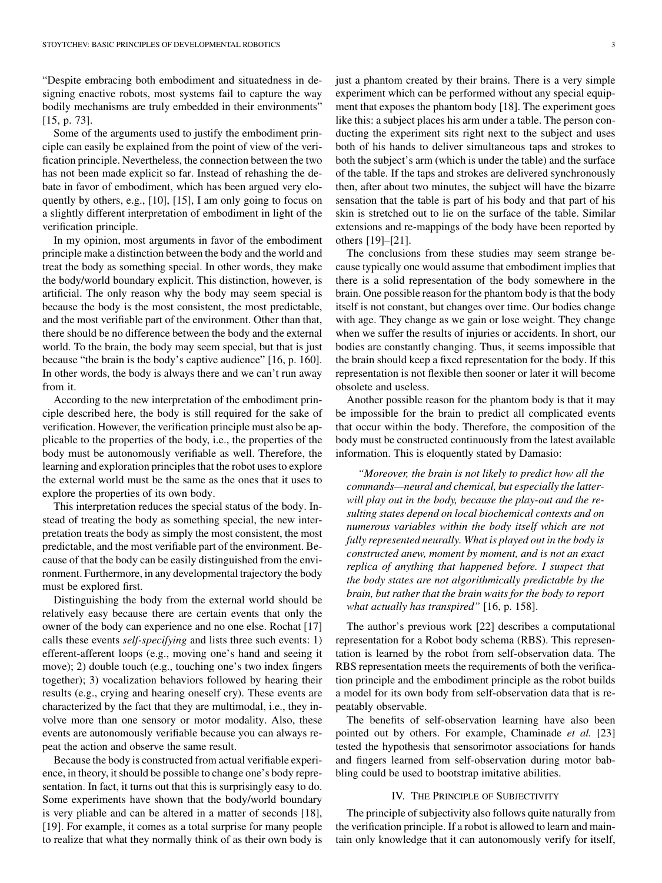"Despite embracing both embodiment and situatedness in designing enactive robots, most systems fail to capture the way bodily mechanisms are truly embedded in their environments" [15, p. 73].

Some of the arguments used to justify the embodiment principle can easily be explained from the point of view of the verification principle. Nevertheless, the connection between the two has not been made explicit so far. Instead of rehashing the debate in favor of embodiment, which has been argued very eloquently by others, e.g., [10], [15], I am only going to focus on a slightly different interpretation of embodiment in light of the verification principle.

In my opinion, most arguments in favor of the embodiment principle make a distinction between the body and the world and treat the body as something special. In other words, they make the body/world boundary explicit. This distinction, however, is artificial. The only reason why the body may seem special is because the body is the most consistent, the most predictable, and the most verifiable part of the environment. Other than that, there should be no difference between the body and the external world. To the brain, the body may seem special, but that is just because "the brain is the body's captive audience" [16, p. 160]. In other words, the body is always there and we can't run away from it.

According to the new interpretation of the embodiment principle described here, the body is still required for the sake of verification. However, the verification principle must also be applicable to the properties of the body, i.e., the properties of the body must be autonomously verifiable as well. Therefore, the learning and exploration principles that the robot uses to explore the external world must be the same as the ones that it uses to explore the properties of its own body.

This interpretation reduces the special status of the body. Instead of treating the body as something special, the new interpretation treats the body as simply the most consistent, the most predictable, and the most verifiable part of the environment. Because of that the body can be easily distinguished from the environment. Furthermore, in any developmental trajectory the body must be explored first.

Distinguishing the body from the external world should be relatively easy because there are certain events that only the owner of the body can experience and no one else. Rochat [17] calls these events *self-specifying* and lists three such events: 1) efferent-afferent loops (e.g., moving one's hand and seeing it move); 2) double touch (e.g., touching one's two index fingers together); 3) vocalization behaviors followed by hearing their results (e.g., crying and hearing oneself cry). These events are characterized by the fact that they are multimodal, i.e., they involve more than one sensory or motor modality. Also, these events are autonomously verifiable because you can always repeat the action and observe the same result.

Because the body is constructed from actual verifiable experience, in theory, it should be possible to change one's body representation. In fact, it turns out that this is surprisingly easy to do. Some experiments have shown that the body/world boundary is very pliable and can be altered in a matter of seconds [18], [19]. For example, it comes as a total surprise for many people to realize that what they normally think of as their own body is just a phantom created by their brains. There is a very simple experiment which can be performed without any special equipment that exposes the phantom body [18]. The experiment goes like this: a subject places his arm under a table. The person conducting the experiment sits right next to the subject and uses both of his hands to deliver simultaneous taps and strokes to both the subject's arm (which is under the table) and the surface of the table. If the taps and strokes are delivered synchronously then, after about two minutes, the subject will have the bizarre sensation that the table is part of his body and that part of his skin is stretched out to lie on the surface of the table. Similar extensions and re-mappings of the body have been reported by others [19]–[21].

The conclusions from these studies may seem strange because typically one would assume that embodiment implies that there is a solid representation of the body somewhere in the brain. One possible reason for the phantom body is that the body itself is not constant, but changes over time. Our bodies change with age. They change as we gain or lose weight. They change when we suffer the results of injuries or accidents. In short, our bodies are constantly changing. Thus, it seems impossible that the brain should keep a fixed representation for the body. If this representation is not flexible then sooner or later it will become obsolete and useless.

Another possible reason for the phantom body is that it may be impossible for the brain to predict all complicated events that occur within the body. Therefore, the composition of the body must be constructed continuously from the latest available information. This is eloquently stated by Damasio:

> *"Moreover, the brain is not likely to predict how all the commands—neural and chemical, but especially the latter-will play out in the body, because the play-out and the resulting states depend on local biochemical contexts and on numerous variables within the body itself which are not fully represented neurally. What is played out in the body is constructed anew, moment by moment, and is not an exact replica of anything that happened before. I suspect that the body states are not algorithmically predictable by the brain, but rather that the brain waits for the body to report what actually has transpired"* [16, p. 158].

The author's previous work [22] describes a computational representation for a Robot body schema (RBS). This representation is learned by the robot from self-observation data. The RBS representation meets the requirements of both the verification principle and the embodiment principle as the robot builds a model for its own body from self-observation data that is repeatably observable.

The benefits of self-observation learning have also been pointed out by others. For example, Chaminade *et al.* [23] tested the hypothesis that sensorimotor associations for hands and fingers learned from self-observation during motor babbling could be used to bootstrap imitative abilities.

## IV. The Principle of Subjectivity

The principle of subjectivity also follows quite naturally from the verification principle. If a robot is allowed to learn and maintain only knowledge that it can autonomously verify for itself,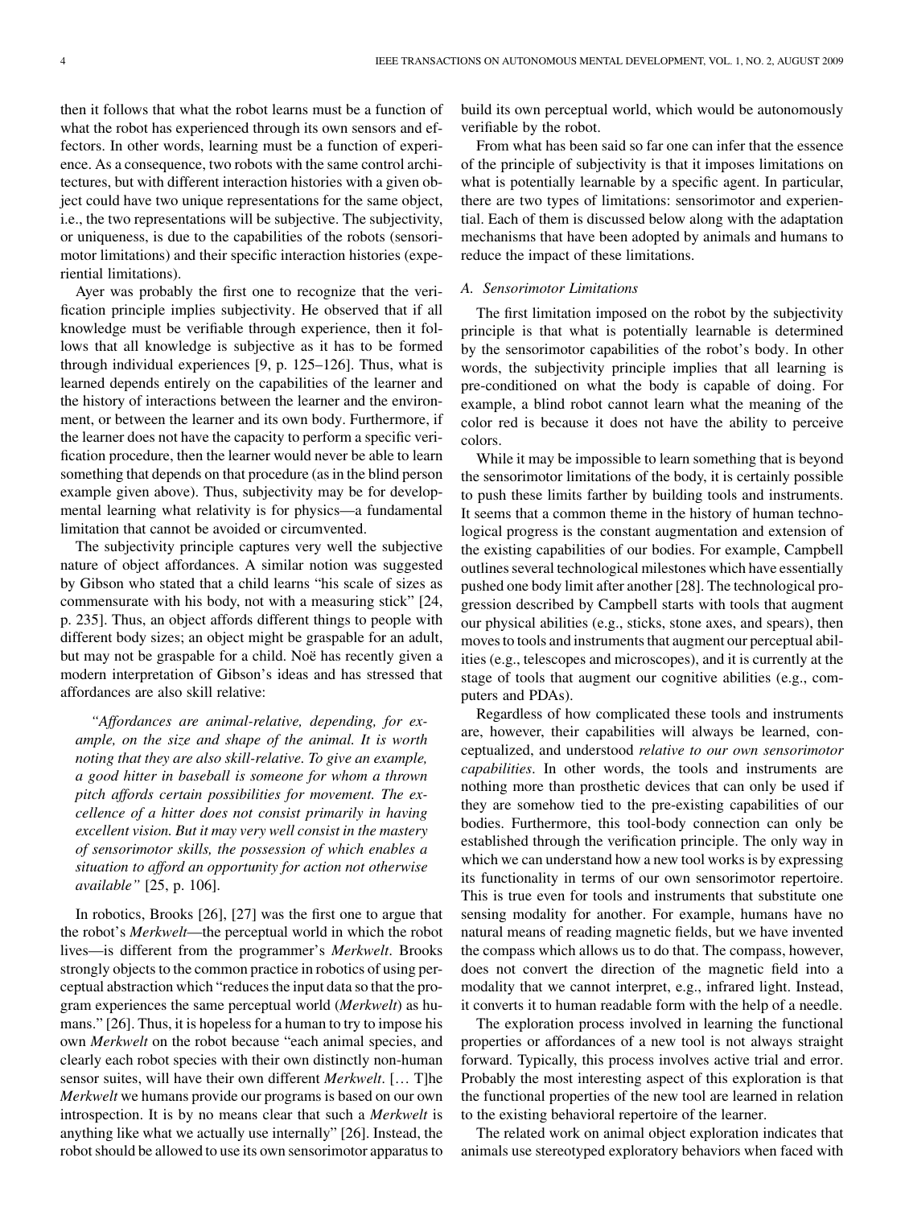then it follows that what the robot learns must be a function of what the robot has experienced through its own sensors and effectors. In other words, learning must be a function of experience. As a consequence, two robots with the same control architectures, but with different interaction histories with a given object could have two unique representations for the same object, i.e., the two representations will be subjective. The subjectivity, or uniqueness, is due to the capabilities of the robots (sensorimotor limitations) and their specific interaction histories (experiential limitations).

Ayer was probably the first one to recognize that the verification principle implies subjectivity. He observed that if all knowledge must be verifiable through experience, then it follows that all knowledge is subjective as it has to be formed through individual experiences [9, p. 125–126]. Thus, what is learned depends entirely on the capabilities of the learner and the history of interactions between the learner and the environment, or between the learner and its own body. Furthermore, if the learner does not have the capacity to perform a specific verification procedure, then the learner would never be able to learn something that depends on that procedure (as in the blind person example given above). Thus, subjectivity may be for developmental learning what relativity is for physics—a fundamental limitation that cannot be avoided or circumvented.

The subjectivity principle captures very well the subjective nature of object affordances. A similar notion was suggested by Gibson who stated that a child learns "his scale of sizes as commensurate with his body, not with a measuring stick" [24, p. 235]. Thus, an object affords different things to people with different body sizes; an object might be graspable for an adult, but may not be graspable for a child. Noë has recently given a modern interpretation of Gibson's ideas and has stressed that affordances are also skill relative:

> *"Affordances are animal-relative, depending, for example, on the size and shape of the animal. It is worth noting that they are also skill-relative. To give an example, a good hitter in baseball is someone for whom a thrown pitch affords certain possibilities for movement. The excellence of a hitter does not consist primarily in having excellent vision. But it may very well consist in the mastery of sensorimotor skills, the possession of which enables a situation to afford an opportunity for action not otherwise available"* [25, p. 106].

In robotics, Brooks [26], [27] was the first one to argue that the robot's *Merkwelt*—the perceptual world in which the robot lives—is different from the programmer's *Merkwelt*. Brooks strongly objects to the common practice in robotics of using perceptual abstraction which "reduces the input data so that the program experiences the same perceptual world (*Merkwelt*) as humans." [26]. Thus, it is hopeless for a human to try to impose his own *Merkwelt* on the robot because "each animal species, and clearly each robot species with their own distinctly non-human sensor suites, will have their own different *Merkwelt*. [… T]he *Merkwelt* we humans provide our programs is based on our own introspection. It is by no means clear that such a *Merkwelt* is anything like what we actually use internally" [26]. Instead, the robot should be allowed to use its own sensorimotor apparatus to build its own perceptual world, which would be autonomously verifiable by the robot.

From what has been said so far one can infer that the essence of the principle of subjectivity is that it imposes limitations on what is potentially learnable by a specific agent. In particular, there are two types of limitations: sensorimotor and experiential. Each of them is discussed below along with the adaptation mechanisms that have been adopted by animals and humans to reduce the impact of these limitations.

### A. Sensorimotor Limitations

The first limitation imposed on the robot by the subjectivity principle is that what is potentially learnable is determined by the sensorimotor capabilities of the robot's body. In other words, the subjectivity principle implies that all learning is pre-conditioned on what the body is capable of doing. For example, a blind robot cannot learn what the meaning of the color red is because it does not have the ability to perceive colors.

While it may be impossible to learn something that is beyond the sensorimotor limitations of the body, it is certainly possible to push these limits farther by building tools and instruments. It seems that a common theme in the history of human technological progress is the constant augmentation and extension of the existing capabilities of our bodies. For example, Campbell outlines several technological milestones which have essentially pushed one body limit after another [28]. The technological progression described by Campbell starts with tools that augment our physical abilities (e.g., sticks, stone axes, and spears), then moves to tools and instruments that augment our perceptual abilities (e.g., telescopes and microscopes), and it is currently at the stage of tools that augment our cognitive abilities (e.g., computers and PDAs).

Regardless of how complicated these tools and instruments are, however, their capabilities will always be learned, conceptualized, and understood *relative to our own sensorimotor capabilities*. In other words, the tools and instruments are nothing more than prosthetic devices that can only be used if they are somehow tied to the pre-existing capabilities of our bodies. Furthermore, this tool-body connection can only be established through the verification principle. The only way in which we can understand how a new tool works is by expressing its functionality in terms of our own sensorimotor repertoire. This is true even for tools and instruments that substitute one sensing modality for another. For example, humans have no natural means of reading magnetic fields, but we have invented the compass which allows us to do that. The compass, however, does not convert the direction of the magnetic field into a modality that we cannot interpret, e.g., infrared light. Instead, it converts it to human readable form with the help of a needle.

The exploration process involved in learning the functional properties or affordances of a new tool is not always straight forward. Typically, this process involves active trial and error. Probably the most interesting aspect of this exploration is that the functional properties of the new tool are learned in relation to the existing behavioral repertoire of the learner.

The related work on animal object exploration indicates that animals use stereotyped exploratory behaviors when faced with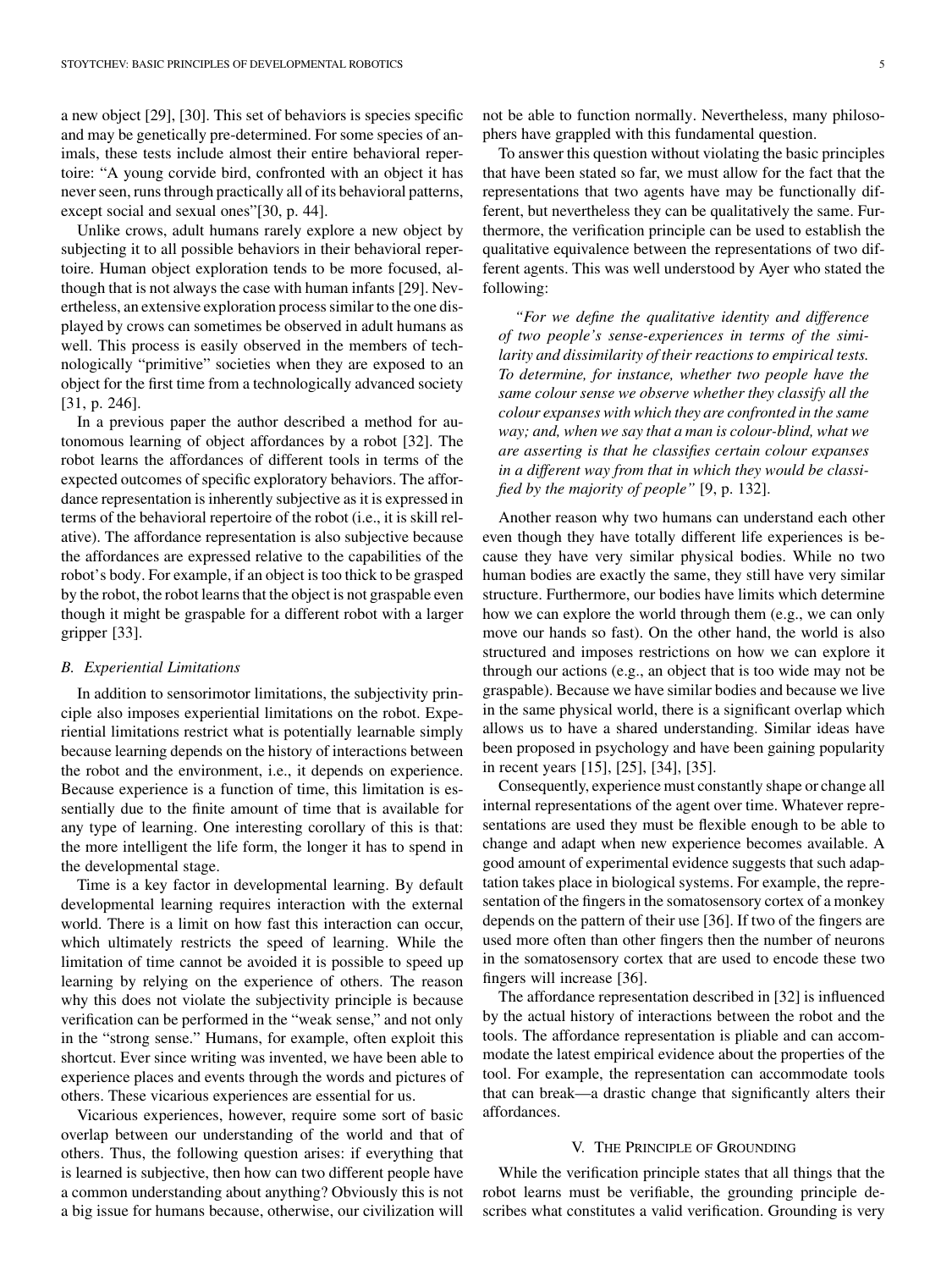a new object [29], [30]. This set of behaviors is species specific and may be genetically pre-determined. For some species of animals, these tests include almost their entire behavioral repertoire: "A young corvide bird, confronted with an object it has never seen, runs through practically all of its behavioral patterns, except social and sexual ones"[30, p. 44].

Unlike crows, adult humans rarely explore a new object by subjecting it to all possible behaviors in their behavioral repertoire. Human object exploration tends to be more focused, although that is not always the case with human infants [29]. Nevertheless, an extensive exploration process similar to the one displayed by crows can sometimes be observed in adult humans as well. This process is easily observed in the members of technologically "primitive" societies when they are exposed to an object for the first time from a technologically advanced society [31, p. 246].

In a previous paper the author described a method for autonomous learning of object affordances by a robot [32]. The robot learns the affordances of different tools in terms of the expected outcomes of specific exploratory behaviors. The affordance representation is inherently subjective as it is expressed in terms of the behavioral repertoire of the robot (i.e., it is skill relative). The affordance representation is also subjective because the affordances are expressed relative to the capabilities of the robot's body. For example, if an object is too thick to be grasped by the robot, the robot learns that the object is not graspable even though it might be graspable for a different robot with a larger gripper [33].

### B. Experiential Limitations

In addition to sensorimotor limitations, the subjectivity principle also imposes experiential limitations on the robot. Experiential limitations restrict what is potentially learnable simply because learning depends on the history of interactions between the robot and the environment, i.e., it depends on experience. Because experience is a function of time, this limitation is essentially due to the finite amount of time that is available for any type of learning. One interesting corollary of this is that: the more intelligent the life form, the longer it has to spend in the developmental stage.

Time is a key factor in developmental learning. By default developmental learning requires interaction with the external world. There is a limit on how fast this interaction can occur, which ultimately restricts the speed of learning. While the limitation of time cannot be avoided it is possible to speed up learning by relying on the experience of others. The reason why this does not violate the subjectivity principle is because verification can be performed in the "weak sense," and not only in the "strong sense." Humans, for example, often exploit this shortcut. Ever since writing was invented, we have been able to experience places and events through the words and pictures of others. These vicarious experiences are essential for us.

Vicarious experiences, however, require some sort of basic overlap between our understanding of the world and that of others. Thus, the following question arises: if everything that is learned is subjective, then how can two different people have a common understanding about anything? Obviously this is not a big issue for humans because, otherwise, our civilization will not be able to function normally. Nevertheless, many philosophers have grappled with this fundamental question.

To answer this question without violating the basic principles that have been stated so far, we must allow for the fact that the representations that two agents have may be functionally different, but nevertheless they can be qualitatively the same. Furthermore, the verification principle can be used to establish the qualitative equivalence between the representations of two different agents. This was well understood by Ayer who stated the following:

> *"For we define the qualitative identity and difference of two people's sense-experiences in terms of the similarity and dissimilarity of their reactions to empirical tests. To determine, for instance, whether two people have the same colour sense we observe whether they classify all the colour expanses with which they are confronted in the same way; and, when we say that a man is colour-blind, what we are asserting is that he classifies certain colour expanses in a different way from that in which they would be classified by the majority of people"* [9, p. 132].

Another reason why two humans can understand each other even though they have totally different life experiences is because they have very similar physical bodies. While no two human bodies are exactly the same, they still have very similar structure. Furthermore, our bodies have limits which determine how we can explore the world through them (e.g., we can only move our hands so fast). On the other hand, the world is also structured and imposes restrictions on how we can explore it through our actions (e.g., an object that is too wide may not be graspable). Because we have similar bodies and because we live in the same physical world, there is a significant overlap which allows us to have a shared understanding. Similar ideas have been proposed in psychology and have been gaining popularity in recent years [15], [25], [34], [35].

Consequently, experience must constantly shape or change all internal representations of the agent over time. Whatever representations are used they must be flexible enough to be able to change and adapt when new experience becomes available. A good amount of experimental evidence suggests that such adaptation takes place in biological systems. For example, the representation of the fingers in the somatosensory cortex of a monkey depends on the pattern of their use [36]. If two of the fingers are used more often than other fingers then the number of neurons in the somatosensory cortex that are used to encode these two fingers will increase [36].

The affordance representation described in [32] is influenced by the actual history of interactions between the robot and the tools. The affordance representation is pliable and can accommodate the latest empirical evidence about the properties of the tool. For example, the representation can accommodate tools that can break—a drastic change that significantly alters their affordances.

## V. The Principle of Grounding

While the verification principle states that all things that the robot learns must be verifiable, the grounding principle describes what constitutes a valid verification. Grounding is very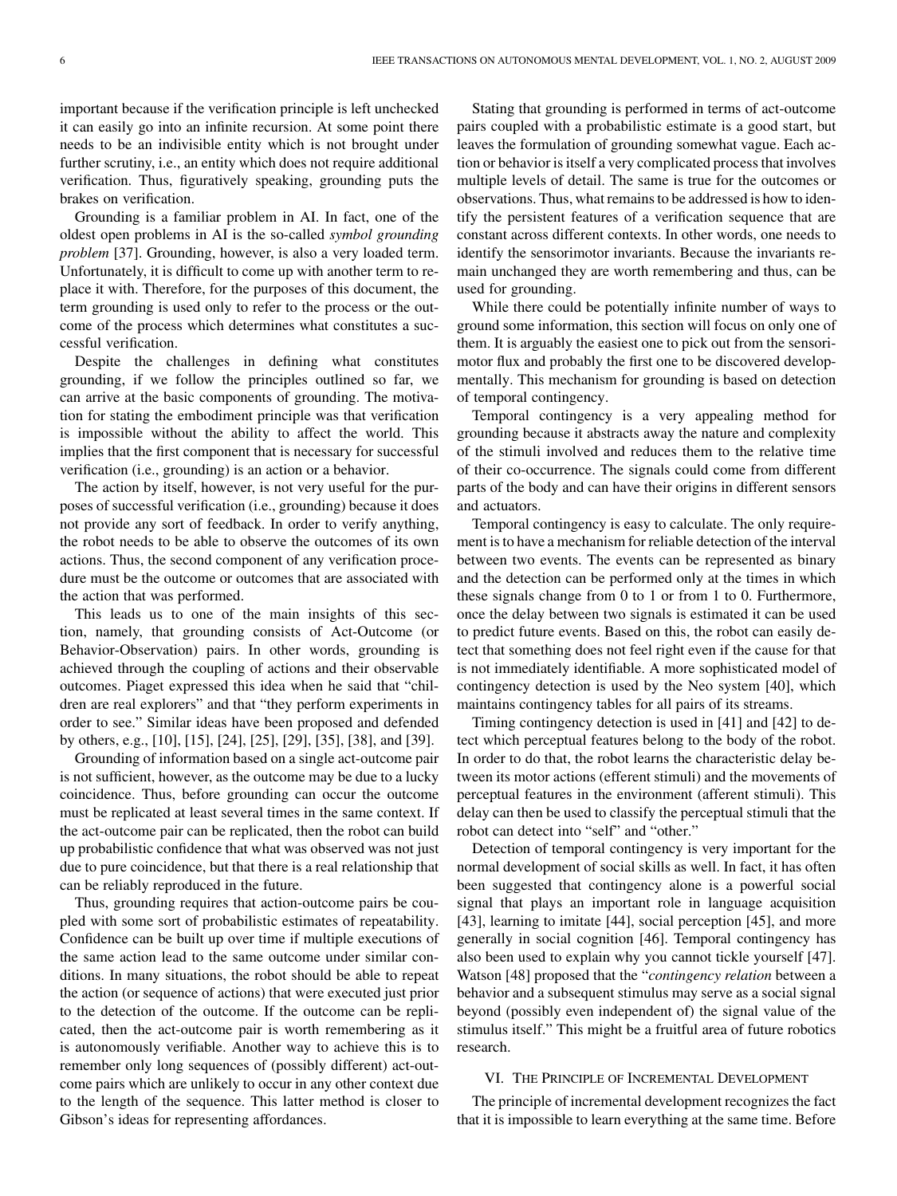important because if the verification principle is left unchecked it can easily go into an infinite recursion. At some point there needs to be an indivisible entity which is not brought under further scrutiny, i.e., an entity which does not require additional verification. Thus, figuratively speaking, grounding puts the brakes on verification.

Grounding is a familiar problem in AI. In fact, one of the oldest open problems in AI is the so-called *symbol grounding problem* [37]. Grounding, however, is also a very loaded term. Unfortunately, it is difficult to come up with another term to replace it with. Therefore, for the purposes of this document, the term grounding is used only to refer to the process or the outcome of the process which determines what constitutes a successful verification.

Despite the challenges in defining what constitutes grounding, if we follow the principles outlined so far, we can arrive at the basic components of grounding. The motivation for stating the embodiment principle was that verification is impossible without the ability to affect the world. This implies that the first component that is necessary for successful verification (i.e., grounding) is an action or a behavior.

The action by itself, however, is not very useful for the purposes of successful verification (i.e., grounding) because it does not provide any sort of feedback. In order to verify anything, the robot needs to be able to observe the outcomes of its own actions. Thus, the second component of any verification procedure must be the outcome or outcomes that are associated with the action that was performed.

This leads us to one of the main insights of this section, namely, that grounding consists of Act-Outcome (or Behavior-Observation) pairs. In other words, grounding is achieved through the coupling of actions and their observable outcomes. Piaget expressed this idea when he said that "children are real explorers" and that "they perform experiments in order to see." Similar ideas have been proposed and defended by others, e.g., [10], [15], [24], [25], [29], [35], [38], and [39].

Grounding of information based on a single act-outcome pair is not sufficient, however, as the outcome may be due to a lucky coincidence. Thus, before grounding can occur the outcome must be replicated at least several times in the same context. If the act-outcome pair can be replicated, then the robot can build up probabilistic confidence that what was observed was not just due to pure coincidence, but that there is a real relationship that can be reliably reproduced in the future.

Thus, grounding requires that action-outcome pairs be coupled with some sort of probabilistic estimates of repeatability. Confidence can be built up over time if multiple executions of the same action lead to the same outcome under similar conditions. In many situations, the robot should be able to repeat the action (or sequence of actions) that were executed just prior to the detection of the outcome. If the outcome can be replicated, then the act-outcome pair is worth remembering as it is autonomously verifiable. Another way to achieve this is to remember only long sequences of (possibly different) act-outcome pairs which are unlikely to occur in any other context due to the length of the sequence. This latter method is closer to Gibson's ideas for representing affordances.

Stating that grounding is performed in terms of act-outcome pairs coupled with a probabilistic estimate is a good start, but leaves the formulation of grounding somewhat vague. Each action or behavior is itself a very complicated process that involves multiple levels of detail. The same is true for the outcomes or observations. Thus, what remains to be addressed is how to identify the persistent features of a verification sequence that are constant across different contexts. In other words, one needs to identify the sensorimotor invariants. Because the invariants remain unchanged they are worth remembering and thus, can be used for grounding.

While there could be potentially infinite number of ways to ground some information, this section will focus on only one of them. It is arguably the easiest one to pick out from the sensorimotor flux and probably the first one to be discovered developmentally. This mechanism for grounding is based on detection of temporal contingency.

Temporal contingency is a very appealing method for grounding because it abstracts away the nature and complexity of the stimuli involved and reduces them to the relative time of their co-occurrence. The signals could come from different parts of the body and can have their origins in different sensors and actuators.

Temporal contingency is easy to calculate. The only requirement is to have a mechanism for reliable detection of the interval between two events. The events can be represented as binary and the detection can be performed only at the times in which these signals change from 0 to 1 or from 1 to 0. Furthermore, once the delay between two signals is estimated it can be used to predict future events. Based on this, the robot can easily detect that something does not feel right even if the cause for that is not immediately identifiable. A more sophisticated model of contingency detection is used by the Neo system [40], which maintains contingency tables for all pairs of its streams.

Timing contingency detection is used in [41] and [42] to detect which perceptual features belong to the body of the robot. In order to do that, the robot learns the characteristic delay between its motor actions (efferent stimuli) and the movements of perceptual features in the environment (afferent stimuli). This delay can then be used to classify the perceptual stimuli that the robot can detect into "self" and "other."

Detection of temporal contingency is very important for the normal development of social skills as well. In fact, it has often been suggested that contingency alone is a powerful social signal that plays an important role in language acquisition [43], learning to imitate [44], social perception [45], and more generally in social cognition [46]. Temporal contingency has also been used to explain why you cannot tickle yourself [47]. Watson [48] proposed that the "*contingency relation* between a behavior and a subsequent stimulus may serve as a social signal beyond (possibly even independent of) the signal value of the stimulus itself." This might be a fruitful area of future robotics research.

## VI. The Principle of Incremental Development

The principle of incremental development recognizes the fact that it is impossible to learn everything at the same time. Before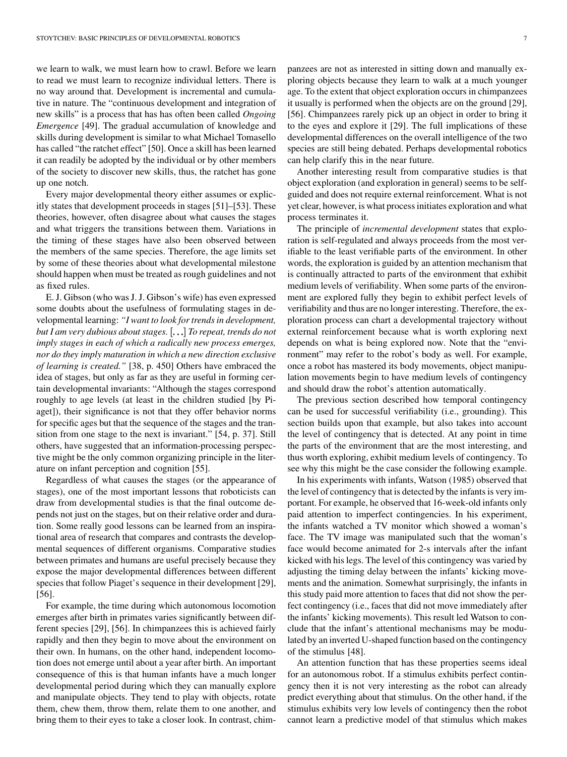we learn to walk, we must learn how to crawl. Before we learn to read we must learn to recognize individual letters. There is no way around that. Development is incremental and cumulative in nature. The "continuous development and integration of new skills" is a process that has has often been called *Ongoing Emergence* [49]. The gradual accumulation of knowledge and skills during development is similar to what Michael Tomasello has called "the ratchet effect" [50]. Once a skill has been learned it can readily be adopted by the individual or by other members of the society to discover new skills, thus, the ratchet has gone up one notch.

Every major developmental theory either assumes or explicitly states that development proceeds in stages [51]–[53]. These theories, however, often disagree about what causes the stages and what triggers the transitions between them. Variations in the timing of these stages have also been observed between the members of the same species. Therefore, the age limits set by some of these theories about what developmental milestone should happen when must be treated as rough guidelines and not as fixed rules.

E. J. Gibson (who was J. J. Gibson's wife) has even expressed some doubts about the usefulness of formulating stages in developmental learning: *"I want to look for trends in development, but I am very dubious about stages. [...] To repeat, trends do not imply stages in each of which a radically new process emerges, nor do they imply maturation in which a new direction exclusive of learning is created."* [38, p. 450] Others have embraced the idea of stages, but only as far as they are useful in forming certain developmental invariants: "Although the stages correspond roughly to age levels (at least in the children studied [by Piaget]), their significance is not that they offer behavior norms for specific ages but that the sequence of the stages and the transition from one stage to the next is invariant." [54, p. 37]. Still others, have suggested that an information-processing perspective might be the only common organizing principle in the literature on infant perception and cognition [55].

Regardless of what causes the stages (or the appearance of stages), one of the most important lessons that roboticists can draw from developmental studies is that the final outcome depends not just on the stages, but on their relative order and duration. Some really good lessons can be learned from an inspirational area of research that compares and contrasts the developmental sequences of different organisms. Comparative studies between primates and humans are useful precisely because they expose the major developmental differences between different species that follow Piaget's sequence in their development [29], [56].

For example, the time during which autonomous locomotion emerges after birth in primates varies significantly between different species [29], [56]. In chimpanzees this is achieved fairly rapidly and then they begin to move about the environment on their own. In humans, on the other hand, independent locomotion does not emerge until about a year after birth. An important consequence of this is that human infants have a much longer developmental period during which they can manually explore and manipulate objects. They tend to play with objects, rotate them, chew them, throw them, relate them to one another, and bring them to their eyes to take a closer look. In contrast, chimpanzees are not as interested in sitting down and manually exploring objects because they learn to walk at a much younger age. To the extent that object exploration occurs in chimpanzees it usually is performed when the objects are on the ground [29], [56]. Chimpanzees rarely pick up an object in order to bring it to the eyes and explore it [29]. The full implications of these developmental differences on the overall intelligence of the two species are still being debated. Perhaps developmental robotics can help clarify this in the near future.

Another interesting result from comparative studies is that object exploration (and exploration in general) seems to be self-guided and does not require external reinforcement. What is not yet clear, however, is what process initiates exploration and what process terminates it.

The principle of *incremental development* states that exploration is self-regulated and always proceeds from the most verifiable to the least verifiable parts of the environment. In other words, the exploration is guided by an attention mechanism that is continually attracted to parts of the environment that exhibit medium levels of verifiability. When some parts of the environment are explored fully they begin to exhibit perfect levels of verifiability and thus are no longer interesting. Therefore, the exploration process can chart a developmental trajectory without external reinforcement because what is worth exploring next depends on what is being explored now. Note that the "environment" may refer to the robot's body as well. For example, once a robot has mastered its body movements, object manipulation movements begin to have medium levels of contingency and should draw the robot's attention automatically.

The previous section described how temporal contingency can be used for successful verifiability (i.e., grounding). This section builds upon that example, but also takes into account the level of contingency that is detected. At any point in time the parts of the environment that are the most interesting, and thus worth exploring, exhibit medium levels of contingency. To see why this might be the case consider the following example.

In his experiments with infants, Watson (1985) observed that the level of contingency that is detected by the infants is very important. For example, he observed that 16-week-old infants only paid attention to imperfect contingencies. In his experiment, the infants watched a TV monitor which showed a woman's face. The TV image was manipulated such that the woman's face would become animated for 2-s intervals after the infant kicked with his legs. The level of this contingency was varied by adjusting the timing delay between the infants' kicking movements and the animation. Somewhat surprisingly, the infants in this study paid more attention to faces that did not show the perfect contingency (i.e., faces that did not move immediately after the infants' kicking movements). This result led Watson to conclude that the infant's attentional mechanisms may be modulated by an inverted U-shaped function based on the contingency of the stimulus [48].

An attention function that has these properties seems ideal for an autonomous robot. If a stimulus exhibits perfect contingency then it is not very interesting as the robot can already predict everything about that stimulus. On the other hand, if the stimulus exhibits very low levels of contingency then the robot cannot learn a predictive model of that stimulus which makes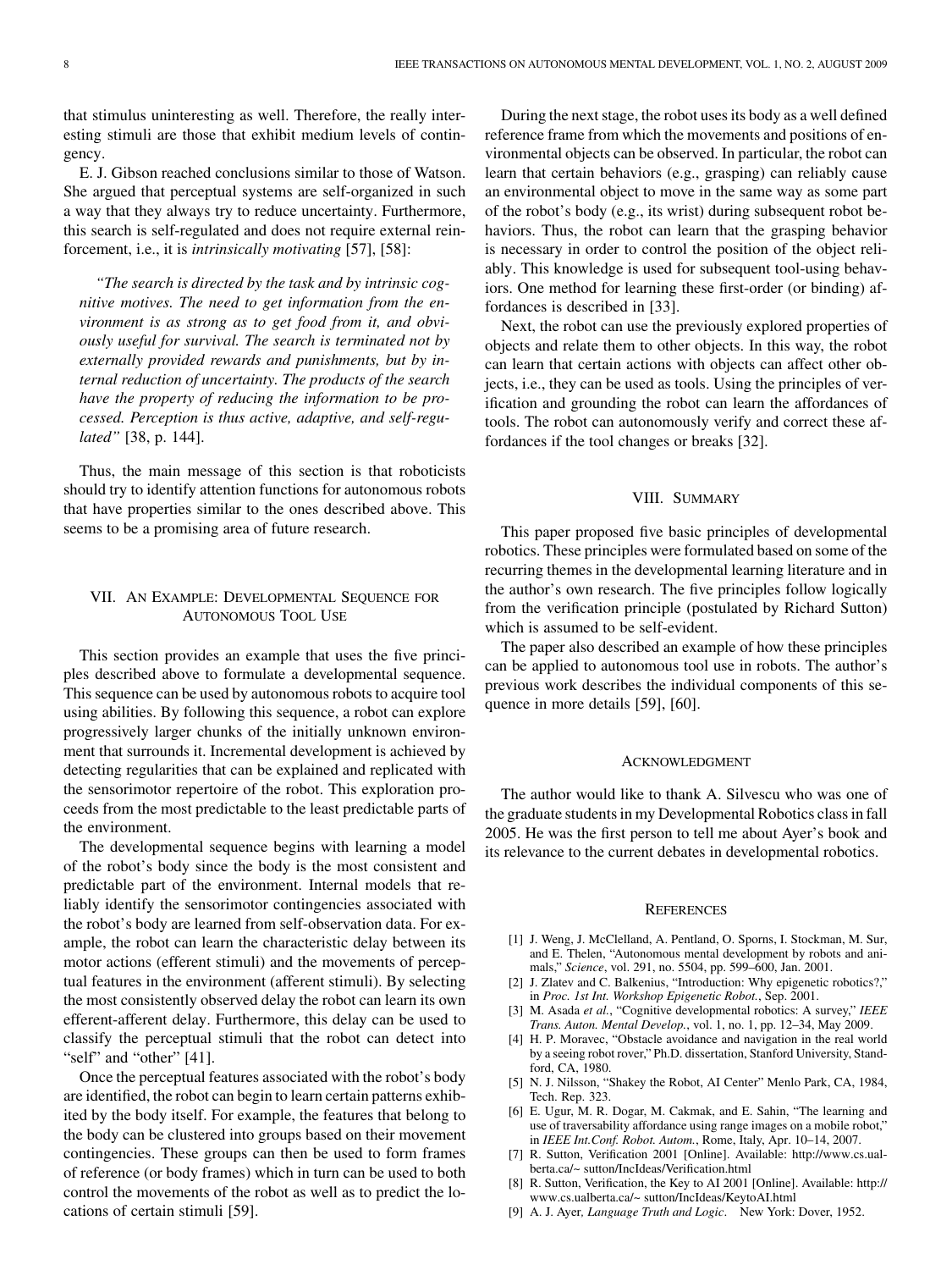that stimulus uninteresting as well. Therefore, the really interesting stimuli are those that exhibit medium levels of contingency.

E. J. Gibson reached conclusions similar to those of Watson. She argued that perceptual systems are self-organized in such a way that they always try to reduce uncertainty. Furthermore, this search is self-regulated and does not require external reinforcement, i.e., it is *intrinsically motivating* [57], [58]:

> *"The search is directed by the task and by intrinsic cognitive motives. The need to get information from the environment is as strong as to get food from it, and obviously useful for survival. The search is terminated not by externally provided rewards and punishments, but by internal reduction of uncertainty. The products of the search have the property of reducing the information to be processed. Perception is thus active, adaptive, and self-regulated"* [38, p. 144].

Thus, the main message of this section is that roboticists should try to identify attention functions for autonomous robots that have properties similar to the ones described above. This seems to be a promising area of future research.

## VII. An Example: Developmental Sequence for Autonomous Tool Use

This section provides an example that uses the five principles described above to formulate a developmental sequence. This sequence can be used by autonomous robots to acquire tool using abilities. By following this sequence, a robot can explore progressively larger chunks of the initially unknown environment that surrounds it. Incremental development is achieved by detecting regularities that can be explained and replicated with the sensorimotor repertoire of the robot. This exploration proceeds from the most predictable to the least predictable parts of the environment.

The developmental sequence begins with learning a model of the robot's body since the body is the most consistent and predictable part of the environment. Internal models that reliably identify the sensorimotor contingencies associated with the robot's body are learned from self-observation data. For example, the robot can learn the characteristic delay between its motor actions (efferent stimuli) and the movements of perceptual features in the environment (afferent stimuli). By selecting the most consistently observed delay the robot can learn its own efferent-afferent delay. Furthermore, this delay can be used to classify the perceptual stimuli that the robot can detect into "self" and "other" [41].

Once the perceptual features associated with the robot's body are identified, the robot can begin to learn certain patterns exhibited by the body itself. For example, the features that belong to the body can be clustered into groups based on their movement contingencies. These groups can then be used to form frames of reference (or body frames) which in turn can be used to both control the movements of the robot as well as to predict the locations of certain stimuli [59].

During the next stage, the robot uses its body as a well defined reference frame from which the movements and positions of environmental objects can be observed. In particular, the robot can learn that certain behaviors (e.g., grasping) can reliably cause an environmental object to move in the same way as some part of the robot's body (e.g., its wrist) during subsequent robot behaviors. Thus, the robot can learn that the grasping behavior is necessary in order to control the position of the object reliably. This knowledge is used for subsequent tool-using behaviors. One method for learning these first-order (or binding) affordances is described in [33].

Next, the robot can use the previously explored properties of objects and relate them to other objects. In this way, the robot can learn that certain actions with objects can affect other objects, i.e., they can be used as tools. Using the principles of verification and grounding the robot can learn the affordances of tools. The robot can autonomously verify and correct these affordances if the tool changes or breaks [32].

## VIII. Summary

This paper proposed five basic principles of developmental robotics. These principles were formulated based on some of the recurring themes in the developmental learning literature and in the author's own research. The five principles follow logically from the verification principle (postulated by Richard Sutton) which is assumed to be self-evident.

The paper also described an example of how these principles can be applied to autonomous tool use in robots. The author's previous work describes the individual components of this sequence in more details [59], [60].

## Acknowledgment

The author would like to thank A. Silvescu who was one of the graduate students in my Developmental Robotics class in fall 2005. He was the first person to tell me about Ayer's book and its relevance to the current debates in developmental robotics.

## References

[1] J. Weng, J. McClelland, A. Pentland, O. Sporns, I. Stockman, M. Sur, and E. Thelen, "Autonomous mental development by robots and animals," *Science*, vol. 291, no. 5504, pp. 599–600, Jan. 2001.

[2] J. Zlatev and C. Balkenius, "Introduction: Why epigenetic robotics?," in *Proc. 1st Int. Workshop Epigenetic Robot.*, Sep. 2001.

[3] M. Asada *et al.*, "Cognitive developmental robotics: A survey," *IEEE Trans. Auton. Mental Develop.*, vol. 1, no. 1, pp. 12–34, May 2009.

[4] H. P. Moravec, "Obstacle avoidance and navigation in the real world by a seeing robot rover," Ph.D. dissertation, Stanford University, Standford, CA, 1980.

[5] N. J. Nilsson, "Shakey the Robot, AI Center" Menlo Park, CA, 1984, Tech. Rep. 323.

[6] E. Ugur, M. R. Dogar, M. Cakmak, and E. Sahin, "The learning and use of traversability affordance using range images on a mobile robot," in *IEEE Int.Conf. Robot. Autom.*, Rome, Italy, Apr. 10–14, 2007.

[7] R. Sutton, Verification 2001 [Online]. Available: http://www.cs.ualberta.ca/~ sutton/IncIdeas/Verification.html

[8] R. Sutton, Verification, the Key to AI 2001 [Online]. Available: http://www.cs.ualberta.ca/~ sutton/IncIdeas/KeytoAI.html

[9] A. J. Ayer*, Language Truth and Logic*. New York: Dover, 1952.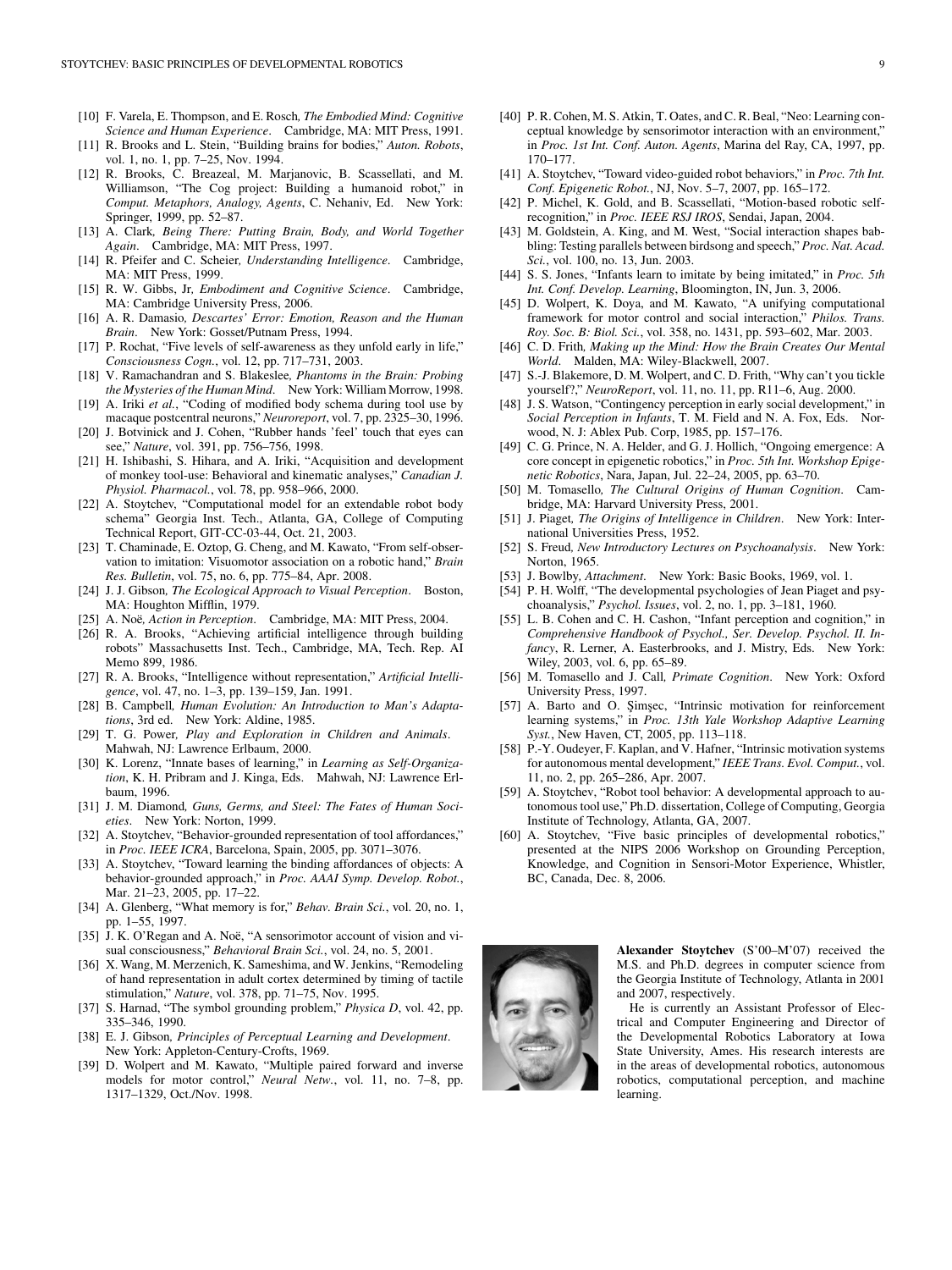[10] F. Varela, E. Thompson, and E. Rosch, *The Embodied Mind: Cognitive Science and Human Experience*. Cambridge, MA: MIT Press, 1991.

[11] R. Brooks and L. Stein, "Building brains for bodies," *Auton. Robots*, vol. 1, no. 1, pp. 7–25, Nov. 1994.

[12] R. Brooks, C. Breazeal, M. Marjanovic, B. Scassellati, and M. Williamson, "The Cog project: Building a humanoid robot," in *Comput. Metaphors, Analogy, Agents*, C. Nehaniv, Ed. New York: Springer, 1999, pp. 52–87.

[13] A. Clark, *Being There: Putting Brain, Body, and World Together Again*. Cambridge, MA: MIT Press, 1997.

[14] R. Pfeifer and C. Scheier, *Understanding Intelligence*. Cambridge, MA: MIT Press, 1999.

[15] R. W. Gibbs, Jr, *Embodiment and Cognitive Science*. Cambridge, MA: Cambridge University Press, 2006.

[16] A. R. Damasio, *Descartes' Error: Emotion, Reason and the Human Brain*. New York: Gosset/Putnam Press, 1994.

[17] P. Rochat, "Five levels of self-awareness as they unfold early in life," *Consciousness Cogn.*, vol. 12, pp. 717–731, 2003.

[18] V. Ramachandran and S. Blakeslee, *Phantoms in the Brain: Probing the Mysteries of the Human Mind*. New York: William Morrow, 1998.

[19] A. Iriki *et al.*, "Coding of modified body schema during tool use by macaque postcentral neurons," *Neuroreport*, vol. 7, pp. 2325–30, 1996.

[20] J. Botvinick and J. Cohen, "Rubber hands 'feel' touch that eyes can see," *Nature*, vol. 391, pp. 756–756, 1998.

[21] H. Ishibashi, S. Hihara, and A. Iriki, "Acquisition and development of monkey tool-use: Behavioral and kinematic analyses," *Canadian J. Physiol. Pharmacol.*, vol. 78, pp. 958–966, 2000.

[22] A. Stoytchev, "Computational model for an extendable robot body schema" Georgia Inst. Tech., Atlanta, GA, College of Computing Technical Report, GIT-CC-03-44, Oct. 21, 2003.

[23] T. Chaminade, E. Oztop, G. Cheng, and M. Kawato, "From self-observation to imitation: Visuomotor association on a robotic hand," *Brain Res. Bulletin*, vol. 75, no. 6, pp. 775–84, Apr. 2008.

[24] J. J. Gibson, *The Ecological Approach to Visual Perception*. Boston, MA: Houghton Mifflin, 1979.

[25] A. Noë, *Action in Perception*. Cambridge, MA: MIT Press, 2004.

[26] R. A. Brooks, "Achieving artificial intelligence through building robots" Massachusetts Inst. Tech., Cambridge, MA, Tech. Rep. AI Memo 899, 1986.

[27] R. A. Brooks, "Intelligence without representation," *Artificial Intelligence*, vol. 47, no. 1–3, pp. 139–159, Jan. 1991.

[28] B. Campbell, *Human Evolution: An Introduction to Man's Adaptations*, 3rd ed. New York: Aldine, 1985.

[29] T. G. Power, *Play and Exploration in Children and Animals*. Mahwah, NJ: Lawrence Erlbaum, 2000.

[30] K. Lorenz, "Innate bases of learning," in *Learning as Self-Organization*, K. H. Pribram and J. Kinga, Eds. Mahwah, NJ: Lawrence Erlbaum, 1996.

[31] J. M. Diamond, *Guns, Germs, and Steel: The Fates of Human Societies*. New York: Norton, 1999.

[32] A. Stoytchev, "Behavior-grounded representation of tool affordances," in *Proc. IEEE ICRA*, Barcelona, Spain, 2005, pp. 3071–3076.

[33] A. Stoytchev, "Toward learning the binding affordances of objects: A behavior-grounded approach," in *Proc. AAAI Symp. Develop. Robot.*, Mar. 21–23, 2005, pp. 17–22.

[34] A. Glenberg, "What memory is for," *Behav. Brain Sci.*, vol. 20, no. 1, pp. 1–55, 1997.

[35] J. K. O'Regan and A. Noë, "A sensorimotor account of vision and visual consciousness," *Behavioral Brain Sci.*, vol. 24, no. 5, 2001.

[36] X. Wang, M. Merzenich, K. Sameshima, and W. Jenkins, "Remodeling of hand representation in adult cortex determined by timing of tactile stimulation," *Nature*, vol. 378, pp. 71–75, Nov. 1995.

[37] S. Harnad, "The symbol grounding problem," *Physica D*, vol. 42, pp. 335–346, 1990.

[38] E. J. Gibson, *Principles of Perceptual Learning and Development*. New York: Appleton-Century-Crofts, 1969.

[39] D. Wolpert and M. Kawato, "Multiple paired forward and inverse models for motor control," *Neural Netw.*, vol. 11, no. 7–8, pp. 1317–1329, Oct./Nov. 1998.

[40] P. R. Cohen, M. S. Atkin, T. Oates, and C. R. Beal, "Neo: Learning conceptual knowledge by sensorimotor interaction with an environment," in *Proc. 1st Int. Conf. Auton. Agents*, Marina del Ray, CA, 1997, pp. 170–177.

[41] A. Stoytchev, "Toward video-guided robot behaviors," in *Proc. 7th Int. Conf. Epigenetic Robot.*, NJ, Nov. 5–7, 2007, pp. 165–172.

[42] P. Michel, K. Gold, and B. Scassellati, "Motion-based robotic self-recognition," in *Proc. IEEE RSJ IROS*, Sendai, Japan, 2004.

[43] M. Goldstein, A. King, and M. West, "Social interaction shapes babbling: Testing parallels between birdsong and speech," *Proc. Nat. Acad. Sci.*, vol. 100, no. 13, Jun. 2003.

[44] S. S. Jones, "Infants learn to imitate by being imitated," in *Proc. 5th Int. Conf. Develop. Learning*, Bloomington, IN, Jun. 3, 2006.

[45] D. Wolpert, K. Doya, and M. Kawato, "A unifying computational framework for motor control and social interaction," *Philos. Trans. Roy. Soc. B: Biol. Sci.*, vol. 358, no. 1431, pp. 593–602, Mar. 2003.

[46] C. D. Frith, *Making up the Mind: How the Brain Creates Our Mental World*. Malden, MA: Wiley-Blackwell, 2007.

[47] S.-J. Blakemore, D. M. Wolpert, and C. D. Frith, "Why can't you tickle yourself?," *NeuroReport*, vol. 11, no. 11, pp. R11–6, Aug. 2000.

[48] J. S. Watson, "Contingency perception in early social development," in *Social Perception in Infants*, T. M. Field and N. A. Fox, Eds. Norwood, N. J: Ablex Pub. Corp, 1985, pp. 157–176.

[49] C. G. Prince, N. A. Helder, and G. J. Hollich, "Ongoing emergence: A core concept in epigenetic robotics," in *Proc. 5th Int. Workshop Epigenetic Robotics*, Nara, Japan, Jul. 22–24, 2005, pp. 63–70.

[50] M. Tomasello, *The Cultural Origins of Human Cognition*. Cambridge, MA: Harvard University Press, 2001.

[51] J. Piaget, *The Origins of Intelligence in Children*. New York: International Universities Press, 1952.

[52] S. Freud, *New Introductory Lectures on Psychoanalysis*. New York: Norton, 1965.

[53] J. Bowlby, *Attachment*. New York: Basic Books, 1969, vol. 1.

[54] P. H. Wolff, "The developmental psychologies of Jean Piaget and psychoanalysis," *Psychol. Issues*, vol. 2, no. 1, pp. 3–181, 1960.

[55] L. B. Cohen and C. H. Cashon, "Infant perception and cognition," in *Comprehensive Handbook of Psychol., Ser. Develop. Psychol. II. Infancy*, R. Lerner, A. Easterbrooks, and J. Mistry, Eds. New York: Wiley, 2003, vol. 6, pp. 65–89.

[56] M. Tomasello and J. Call, *Primate Cognition*. New York: Oxford University Press, 1997.

[57] A. Barto and O. Şimşec, "Intrinsic motivation for reinforcement learning systems," in *Proc. 13th Yale Workshop Adaptive Learning Syst.*, New Haven, CT, 2005, pp. 113–118.

[58] P.-Y. Oudeyer, F. Kaplan, and V. Hafner, "Intrinsic motivation systems for autonomous mental development," *IEEE Trans. Evol. Comput.*, vol. 11, no. 2, pp. 265–286, Apr. 2007.

[59] A. Stoytchev, "Robot tool behavior: A developmental approach to autonomous tool use," Ph.D. dissertation, College of Computing, Georgia Institute of Technology, Atlanta, GA, 2007.

[60] A. Stoytchev, "Five basic principles of developmental robotics," presented at the NIPS 2006 Workshop on Grounding Perception, Knowledge, and Cognition in Sensori-Motor Experience, Whistler, BC, Canada, Dec. 8, 2006.

**Alexander Stoytchev** (S'00–M'07) received the M.S. and Ph.D. degrees in computer science from the Georgia Institute of Technology, Atlanta in 2001 and 2007, respectively.

He is currently an Assistant Professor of Electrical and Computer Engineering and Director of the Developmental Robotics Laboratory at Iowa State University, Ames. His research interests are in the areas of developmental robotics, autonomous robotics, computational perception, and machine learning.